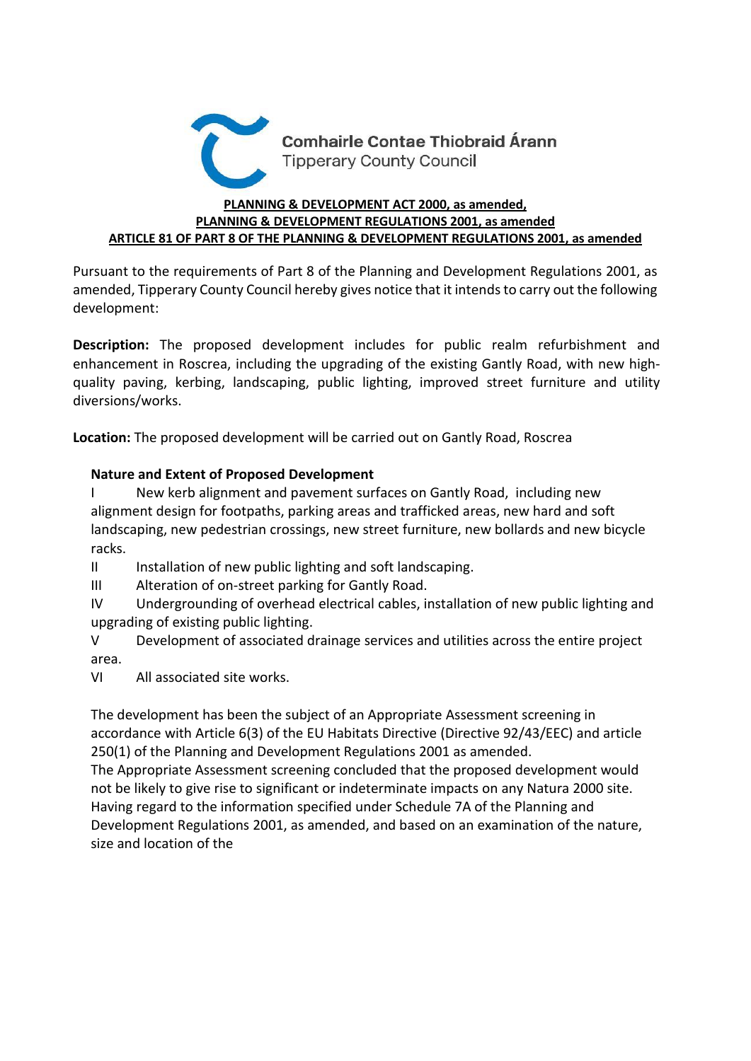Comhairle Contae Thiobraid Árann
Tipperary County Council

**PLANNING & DEVELOPMENT ACT 2000, as amended,**
**PLANNING & DEVELOPMENT REGULATIONS 2001, as amended**
**ARTICLE 81 OF PART 8 OF THE PLANNING & DEVELOPMENT REGULATIONS 2001, as amended**

Pursuant to the requirements of Part 8 of the Planning and Development Regulations 2001, as amended, Tipperary County Council hereby gives notice that it intends to carry out the following development:

**Description:** The proposed development includes for public realm refurbishment and enhancement in Roscrea, including the upgrading of the existing Gantly Road, with new high-quality paving, kerbing, landscaping, public lighting, improved street furniture and utility diversions/works.

**Location:** The proposed development will be carried out on Gantly Road, Roscrea

**Nature and Extent of Proposed Development**

I New kerb alignment and pavement surfaces on Gantly Road, including new alignment design for footpaths, parking areas and trafficked areas, new hard and soft landscaping, new pedestrian crossings, new street furniture, new bollards and new bicycle racks.

II Installation of new public lighting and soft landscaping.

III Alteration of on-street parking for Gantly Road.

IV Undergrounding of overhead electrical cables, installation of new public lighting and upgrading of existing public lighting.

V Development of associated drainage services and utilities across the entire project area.

VI All associated site works.

The development has been the subject of an Appropriate Assessment screening in accordance with Article 6(3) of the EU Habitats Directive (Directive 92/43/EEC) and article 250(1) of the Planning and Development Regulations 2001 as amended.
The Appropriate Assessment screening concluded that the proposed development would not be likely to give rise to significant or indeterminate impacts on any Natura 2000 site.
Having regard to the information specified under Schedule 7A of the Planning and Development Regulations 2001, as amended, and based on an examination of the nature, size and location of the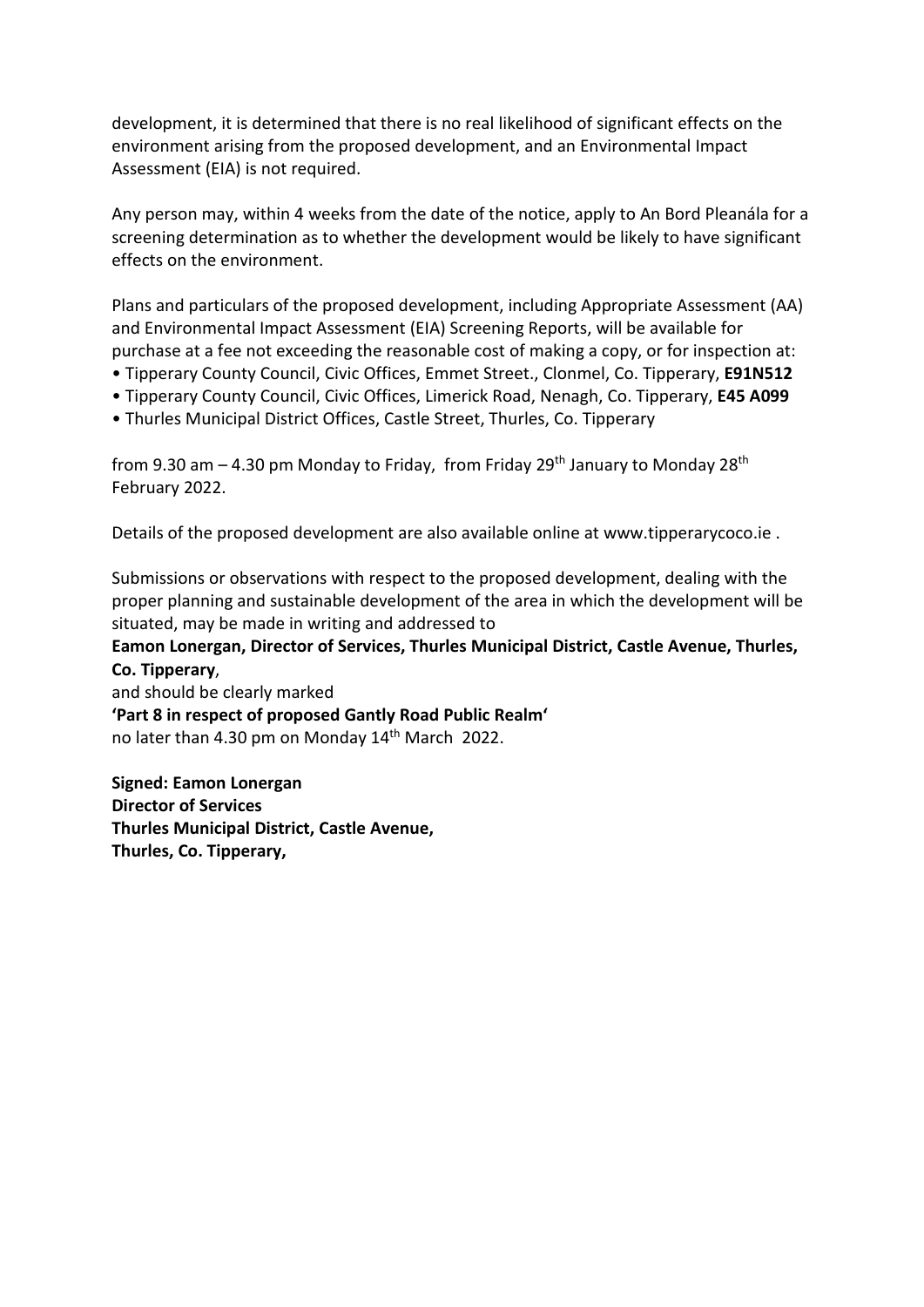development, it is determined that there is no real likelihood of significant effects on the environment arising from the proposed development, and an Environmental Impact Assessment (EIA) is not required.

Any person may, within 4 weeks from the date of the notice, apply to An Bord Pleanála for a screening determination as to whether the development would be likely to have significant effects on the environment.

Plans and particulars of the proposed development, including Appropriate Assessment (AA) and Environmental Impact Assessment (EIA) Screening Reports, will be available for purchase at a fee not exceeding the reasonable cost of making a copy, or for inspection at:

- Tipperary County Council, Civic Offices, Emmet Street., Clonmel, Co. Tipperary, **E91N512**
- Tipperary County Council, Civic Offices, Limerick Road, Nenagh, Co. Tipperary, **E45 A099**
- Thurles Municipal District Offices, Castle Street, Thurles, Co. Tipperary

from 9.30 am – 4.30 pm Monday to Friday, from Friday 29th January to Monday 28th February 2022.

Details of the proposed development are also available online at www.tipperarycoco.ie .

Submissions or observations with respect to the proposed development, dealing with the proper planning and sustainable development of the area in which the development will be situated, may be made in writing and addressed to

**Eamon Lonergan, Director of Services, Thurles Municipal District, Castle Avenue, Thurles, Co. Tipperary**,

and should be clearly marked

**'Part 8 in respect of proposed Gantly Road Public Realm'**

no later than 4.30 pm on Monday 14th March 2022.

**Signed: Eamon Lonergan**
**Director of Services**
**Thurles Municipal District, Castle Avenue,**
**Thurles, Co. Tipperary,**